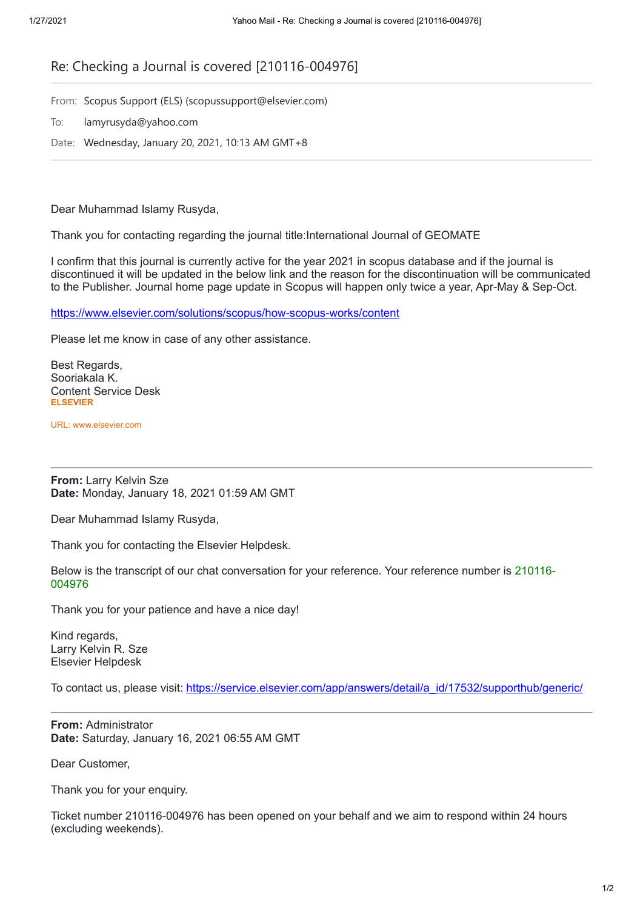# Re: Checking a Journal is covered [210116-004976]

From: Scopus Support (ELS) (scopussupport@elsevier.com)

To: lamyrusyda@yahoo.com

Date: Wednesday, January 20, 2021, 10:13 AM GMT+8

---

Dear Muhammad Islamy Rusyda,

Thank you for contacting regarding the journal title:International Journal of GEOMATE

I confirm that this journal is currently active for the year 2021 in scopus database and if the journal is discontinued it will be updated in the below link and the reason for the discontinuation will be communicated to the Publisher. Journal home page update in Scopus will happen only twice a year, Apr-May & Sep-Oct.

https://www.elsevier.com/solutions/scopus/how-scopus-works/content

Please let me know in case of any other assistance.

Best Regards,
Sooriakala K.
Content Service Desk
**ELSEVIER**

URL: www.elsevier.com

---

**From:** Larry Kelvin Sze
**Date:** Monday, January 18, 2021 01:59 AM GMT

Dear Muhammad Islamy Rusyda,

Thank you for contacting the Elsevier Helpdesk.

Below is the transcript of our chat conversation for your reference. Your reference number is 210116-004976

Thank you for your patience and have a nice day!

Kind regards,
Larry Kelvin R. Sze
Elsevier Helpdesk

To contact us, please visit: https://service.elsevier.com/app/answers/detail/a_id/17532/supporthub/generic/

---

**From:** Administrator
**Date:** Saturday, January 16, 2021 06:55 AM GMT

Dear Customer,

Thank you for your enquiry.

Ticket number 210116-004976 has been opened on your behalf and we aim to respond within 24 hours (excluding weekends).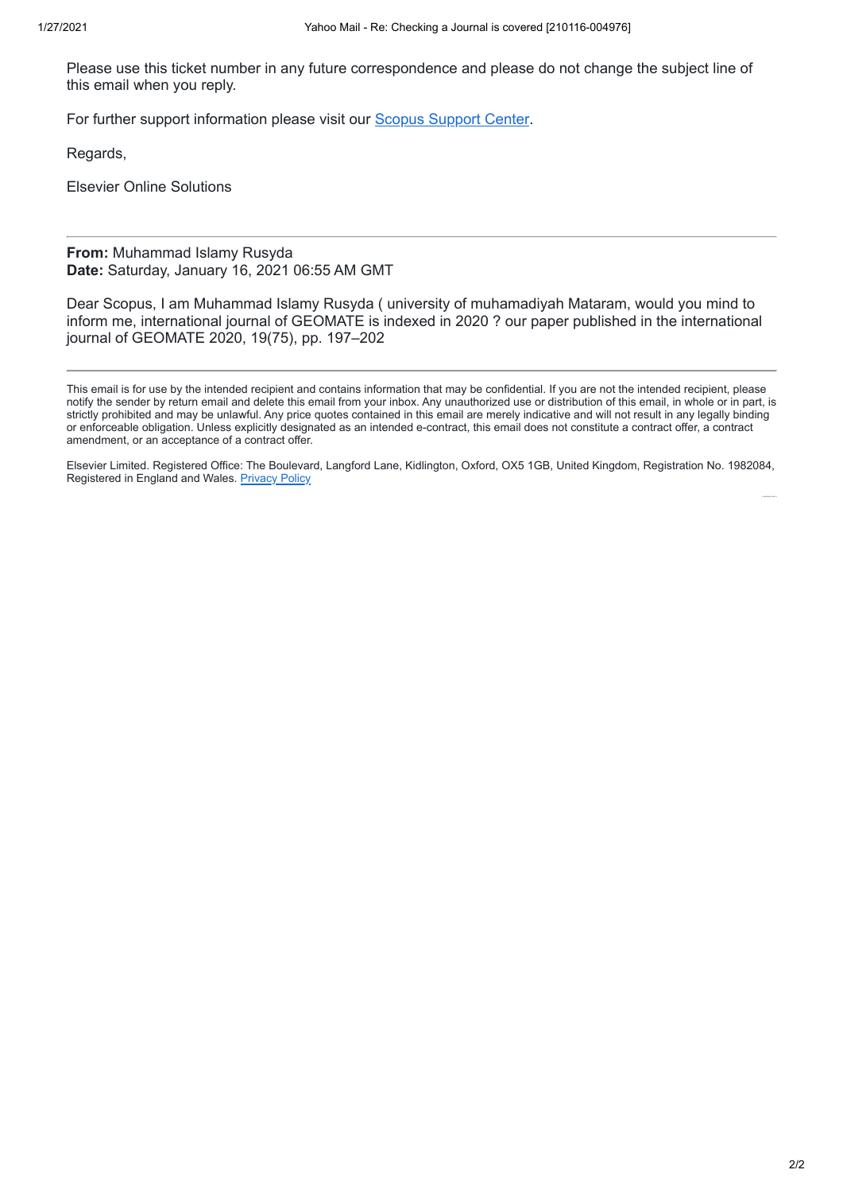Please use this ticket number in any future correspondence and please do not change the subject line of this email when you reply.

For further support information please visit our [Scopus Support Center](#).

Regards,

Elsevier Online Solutions

---

**From:** Muhammad Islamy Rusyda
**Date:** Saturday, January 16, 2021 06:55 AM GMT

Dear Scopus, I am Muhammad Islamy Rusyda ( university of muhamadiyah Mataram, would you mind to inform me, international journal of GEOMATE is indexed in 2020 ? our paper published in the international journal of GEOMATE 2020, 19(75), pp. 197–202

---

This email is for use by the intended recipient and contains information that may be confidential. If you are not the intended recipient, please notify the sender by return email and delete this email from your inbox. Any unauthorized use or distribution of this email, in whole or in part, is strictly prohibited and may be unlawful. Any price quotes contained in this email are merely indicative and will not result in any legally binding or enforceable obligation. Unless explicitly designated as an intended e-contract, this email does not constitute a contract offer, a contract amendment, or an acceptance of a contract offer.

Elsevier Limited. Registered Office: The Boulevard, Langford Lane, Kidlington, Oxford, OX5 1GB, United Kingdom, Registration No. 1982084, Registered in England and Wales. [Privacy Policy](#)